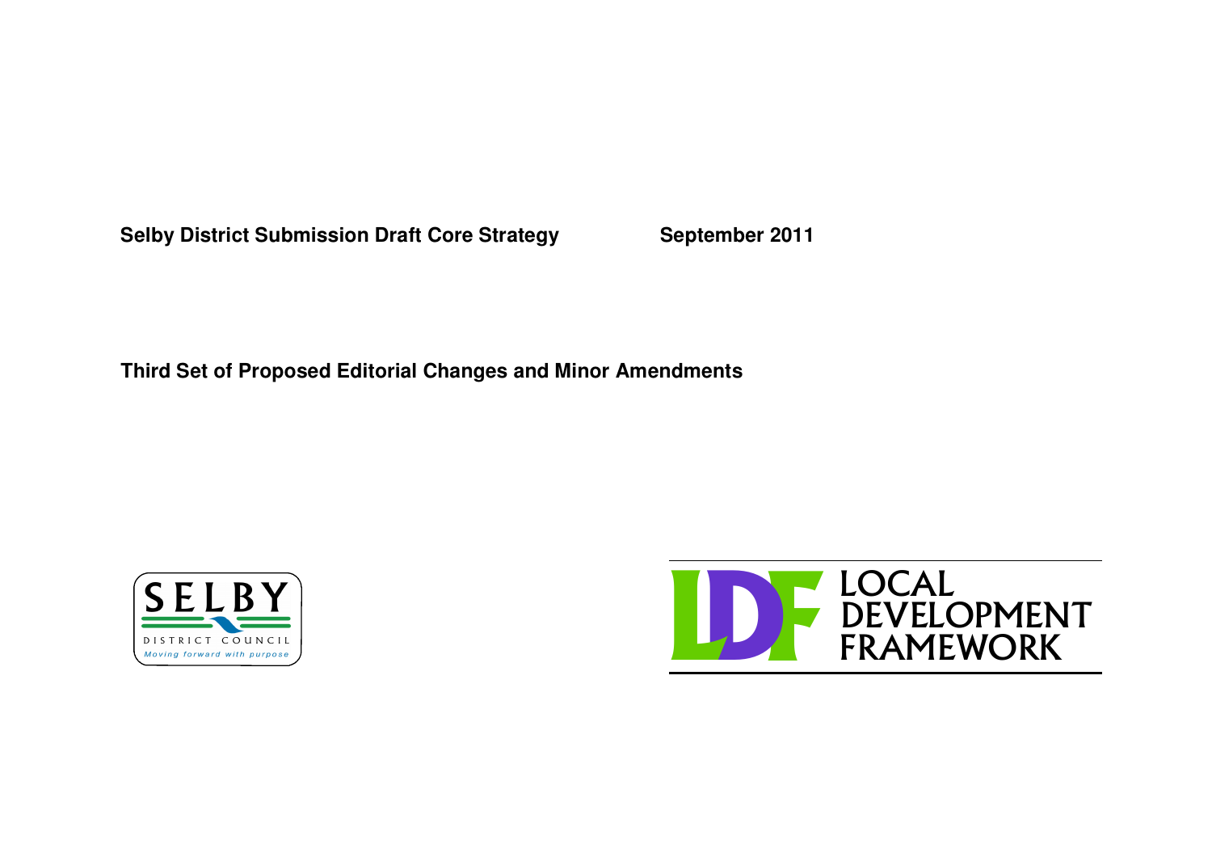**Selby District Submission Draft Core Strategy** **September 2011**

**Third Set of Proposed Editorial Changes and Minor Amendments**

SELBY
DISTRICT COUNCIL
*Moving forward with purpose*

LDF LOCAL DEVELOPMENT FRAMEWORK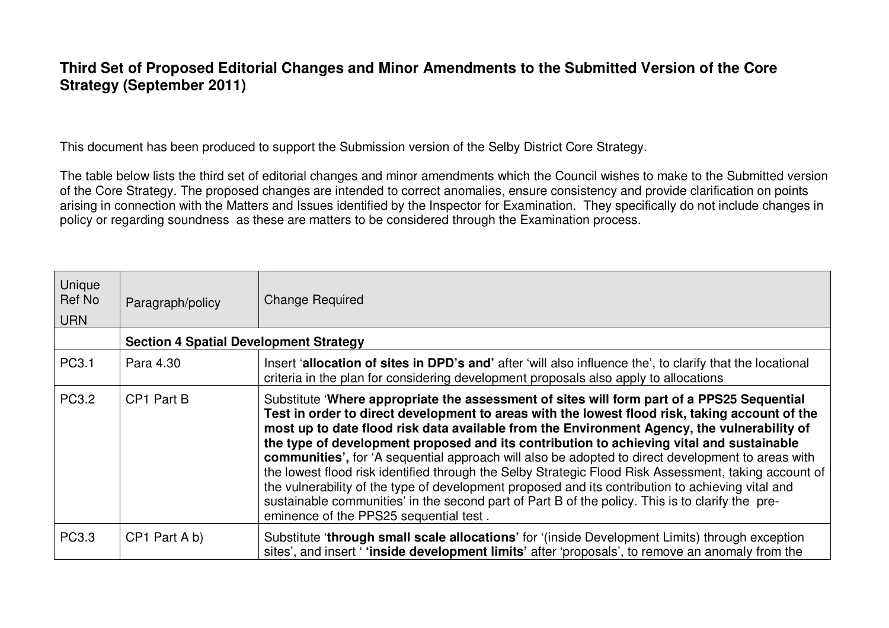**Third Set of Proposed Editorial Changes and Minor Amendments to the Submitted Version of the Core Strategy (September 2011)**

This document has been produced to support the Submission version of the Selby District Core Strategy.

The table below lists the third set of editorial changes and minor amendments which the Council wishes to make to the Submitted version of the Core Strategy. The proposed changes are intended to correct anomalies, ensure consistency and provide clarification on points arising in connection with the Matters and Issues identified by the Inspector for Examination. They specifically do not include changes in policy or regarding soundness as these are matters to be considered through the Examination process.

| Unique Ref No URN | Paragraph/policy | Change Required |
|---|---|---|
| | **Section 4 Spatial Development Strategy** | |
| PC3.1 | Para 4.30 | Insert '**allocation of sites in DPD's and**' after 'will also influence the', to clarify that the locational criteria in the plan for considering development proposals also apply to allocations |
| PC3.2 | CP1 Part B | Substitute '**Where appropriate the assessment of sites will form part of a PPS25 Sequential Test in order to direct development to areas with the lowest flood risk, taking account of the most up to date flood risk data available from the Environment Agency, the vulnerability of the type of development proposed and its contribution to achieving vital and sustainable communities',** for 'A sequential approach will also be adopted to direct development to areas with the lowest flood risk identified through the Selby Strategic Flood Risk Assessment, taking account of the vulnerability of the type of development proposed and its contribution to achieving vital and sustainable communities' in the second part of Part B of the policy. This is to clarify the pre-eminence of the PPS25 sequential test . |
| PC3.3 | CP1 Part A b) | Substitute '**through small scale allocations'** for '(inside Development Limits) through exception sites', and insert ' **'inside development limits'** after 'proposals', to remove an anomaly from the |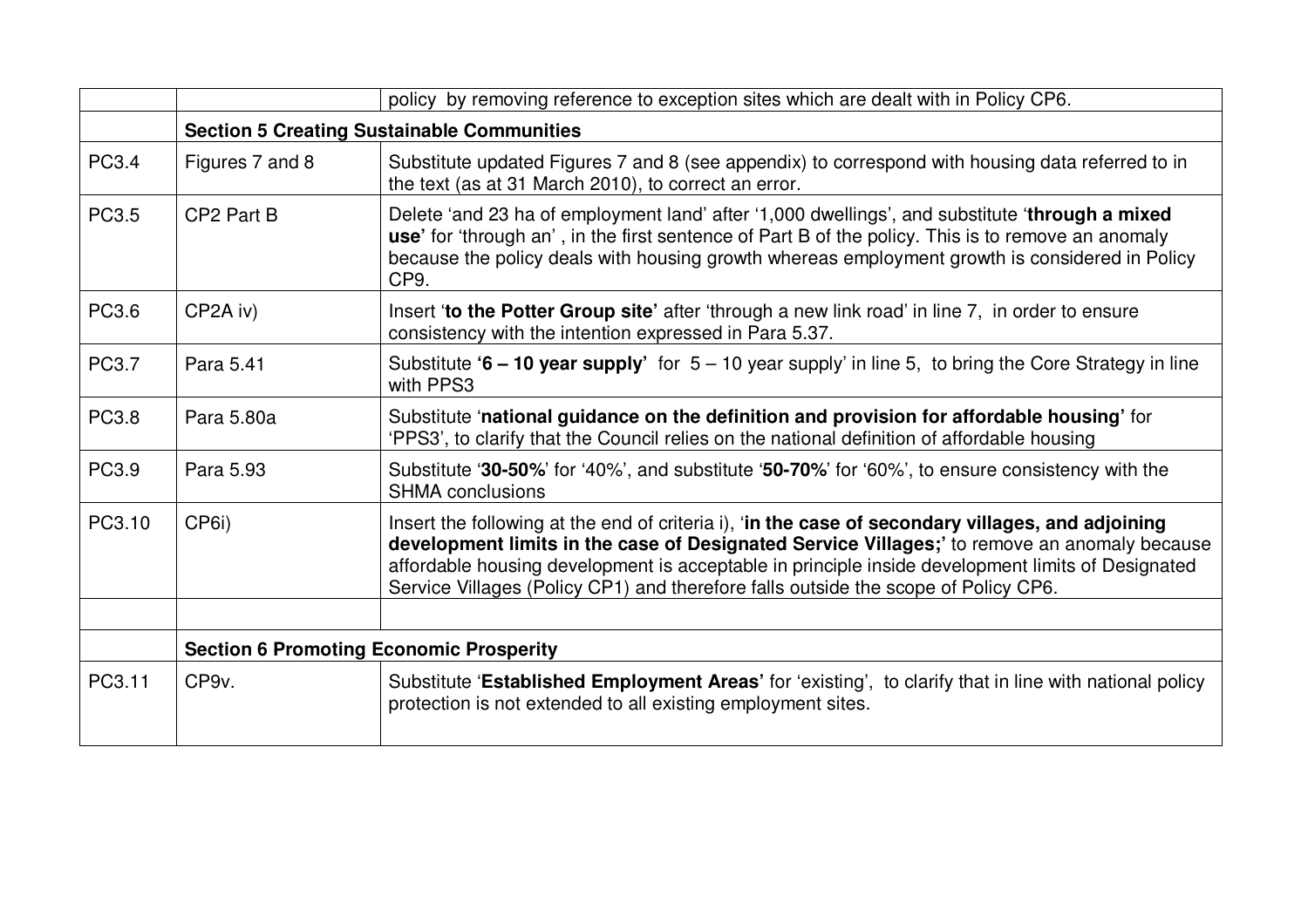| | | |
|---|---|---|
| | | policy by removing reference to exception sites which are dealt with in Policy CP6. |
| | **Section 5 Creating Sustainable Communities** | |
| PC3.4 | Figures 7 and 8 | Substitute updated Figures 7 and 8 (see appendix) to correspond with housing data referred to in the text (as at 31 March 2010), to correct an error. |
| PC3.5 | CP2 Part B | Delete 'and 23 ha of employment land' after '1,000 dwellings', and substitute '**through a mixed use**' for 'through an' , in the first sentence of Part B of the policy. This is to remove an anomaly because the policy deals with housing growth whereas employment growth is considered in Policy CP9. |
| PC3.6 | CP2A iv) | Insert '**to the Potter Group site**' after 'through a new link road' in line 7, in order to ensure consistency with the intention expressed in Para 5.37. |
| PC3.7 | Para 5.41 | Substitute **'6 – 10 year supply'** for 5 – 10 year supply' in line 5, to bring the Core Strategy in line with PPS3 |
| PC3.8 | Para 5.80a | Substitute '**national guidance on the definition and provision for affordable housing**' for 'PPS3', to clarify that the Council relies on the national definition of affordable housing |
| PC3.9 | Para 5.93 | Substitute '**30-50%**' for '40%', and substitute '**50-70%**' for '60%', to ensure consistency with the SHMA conclusions |
| PC3.10 | CP6i) | Insert the following at the end of criteria i), '**in the case of secondary villages, and adjoining development limits in the case of Designated Service Villages;'** to remove an anomaly because affordable housing development is acceptable in principle inside development limits of Designated Service Villages (Policy CP1) and therefore falls outside the scope of Policy CP6. |
| | | |
| | **Section 6 Promoting Economic Prosperity** | |
| PC3.11 | CP9v. | Substitute '**Established Employment Areas'** for 'existing', to clarify that in line with national policy protection is not extended to all existing employment sites. |